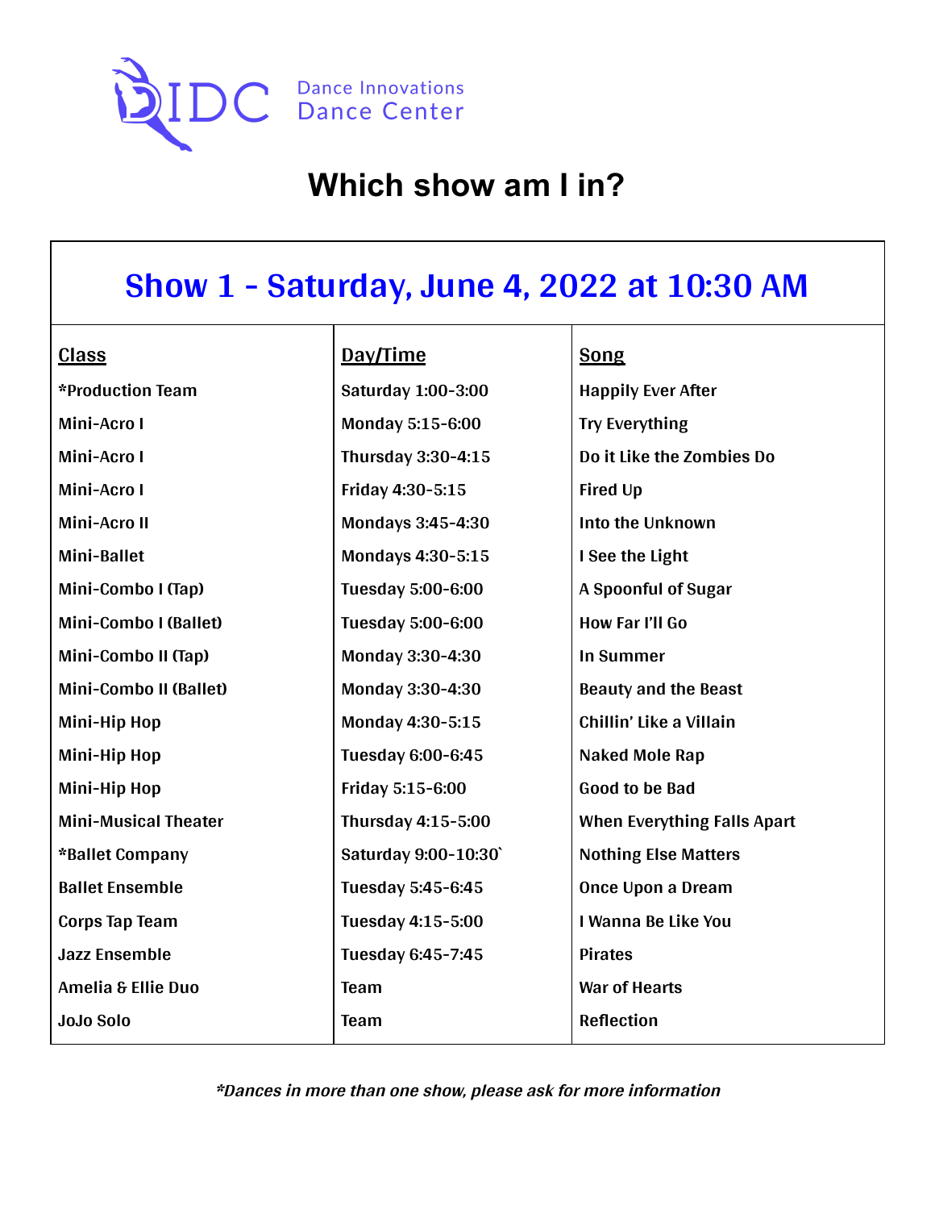DIDC Dance Innovations Dance Center

# Which show am I in?

## Show 1 - Saturday, June 4, 2022 at 10:30 AM

| Class | Day/Time | Song |
|---|---|---|
| *Production Team | Saturday 1:00-3:00 | Happily Ever After |
| Mini-Acro I | Monday 5:15-6:00 | Try Everything |
| Mini-Acro I | Thursday 3:30-4:15 | Do it Like the Zombies Do |
| Mini-Acro I | Friday 4:30-5:15 | Fired Up |
| Mini-Acro II | Mondays 3:45-4:30 | Into the Unknown |
| Mini-Ballet | Mondays 4:30-5:15 | I See the Light |
| Mini-Combo I (Tap) | Tuesday 5:00-6:00 | A Spoonful of Sugar |
| Mini-Combo I (Ballet) | Tuesday 5:00-6:00 | How Far I'll Go |
| Mini-Combo II (Tap) | Monday 3:30-4:30 | In Summer |
| Mini-Combo II (Ballet) | Monday 3:30-4:30 | Beauty and the Beast |
| Mini-Hip Hop | Monday 4:30-5:15 | Chillin' Like a Villain |
| Mini-Hip Hop | Tuesday 6:00-6:45 | Naked Mole Rap |
| Mini-Hip Hop | Friday 5:15-6:00 | Good to be Bad |
| Mini-Musical Theater | Thursday 4:15-5:00 | When Everything Falls Apart |
| *Ballet Company | Saturday 9:00-10:30` | Nothing Else Matters |
| Ballet Ensemble | Tuesday 5:45-6:45 | Once Upon a Dream |
| Corps Tap Team | Tuesday 4:15-5:00 | I Wanna Be Like You |
| Jazz Ensemble | Tuesday 6:45-7:45 | Pirates |
| Amelia & Ellie Duo | Team | War of Hearts |
| JoJo Solo | Team | Reflection |

***Dances in more than one show, please ask for more information***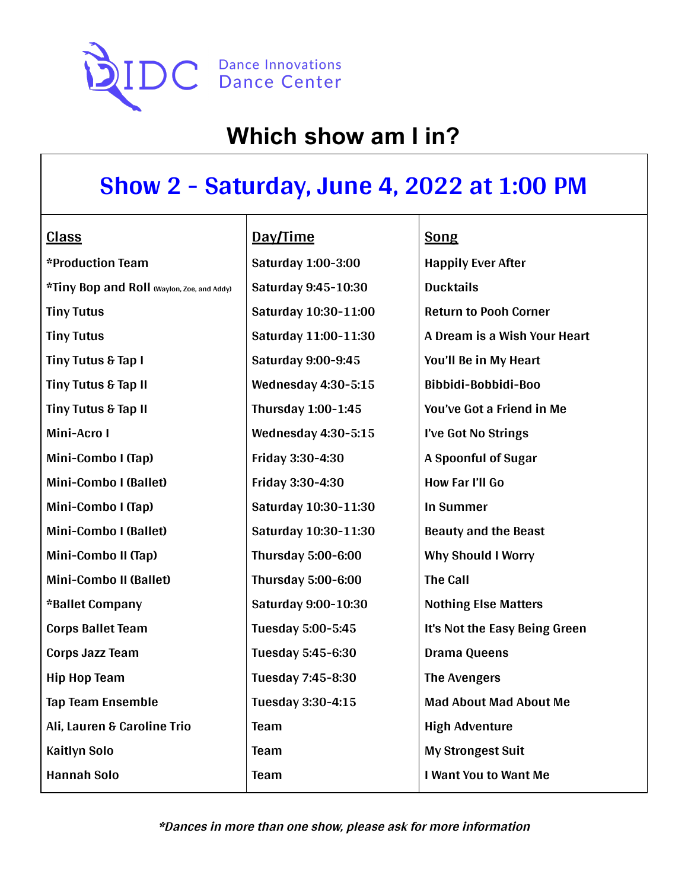IDC Dance Innovations Dance Center

# Which show am I in?

## Show 2 - Saturday, June 4, 2022 at 1:00 PM

| Class | Day/Time | Song |
|---|---|---|
| *Production Team | Saturday 1:00-3:00 | Happily Ever After |
| *Tiny Bop and Roll (Waylon, Zoe, and Addy) | Saturday 9:45-10:30 | Ducktails |
| Tiny Tutus | Saturday 10:30-11:00 | Return to Pooh Corner |
| Tiny Tutus | Saturday 11:00-11:30 | A Dream is a Wish Your Heart |
| Tiny Tutus & Tap I | Saturday 9:00-9:45 | You'll Be in My Heart |
| Tiny Tutus & Tap II | Wednesday 4:30-5:15 | Bibbidi-Bobbidi-Boo |
| Tiny Tutus & Tap II | Thursday 1:00-1:45 | You've Got a Friend in Me |
| Mini-Acro I | Wednesday 4:30-5:15 | I've Got No Strings |
| Mini-Combo I (Tap) | Friday 3:30-4:30 | A Spoonful of Sugar |
| Mini-Combo I (Ballet) | Friday 3:30-4:30 | How Far I'll Go |
| Mini-Combo I (Tap) | Saturday 10:30-11:30 | In Summer |
| Mini-Combo I (Ballet) | Saturday 10:30-11:30 | Beauty and the Beast |
| Mini-Combo II (Tap) | Thursday 5:00-6:00 | Why Should I Worry |
| Mini-Combo II (Ballet) | Thursday 5:00-6:00 | The Call |
| *Ballet Company | Saturday 9:00-10:30 | Nothing Else Matters |
| Corps Ballet Team | Tuesday 5:00-5:45 | It's Not the Easy Being Green |
| Corps Jazz Team | Tuesday 5:45-6:30 | Drama Queens |
| Hip Hop Team | Tuesday 7:45-8:30 | The Avengers |
| Tap Team Ensemble | Tuesday 3:30-4:15 | Mad About Mad About Me |
| Ali, Lauren & Caroline Trio | Team | High Adventure |
| Kaitlyn Solo | Team | My Strongest Suit |
| Hannah Solo | Team | I Want You to Want Me |

***Dances in more than one show, please ask for more information***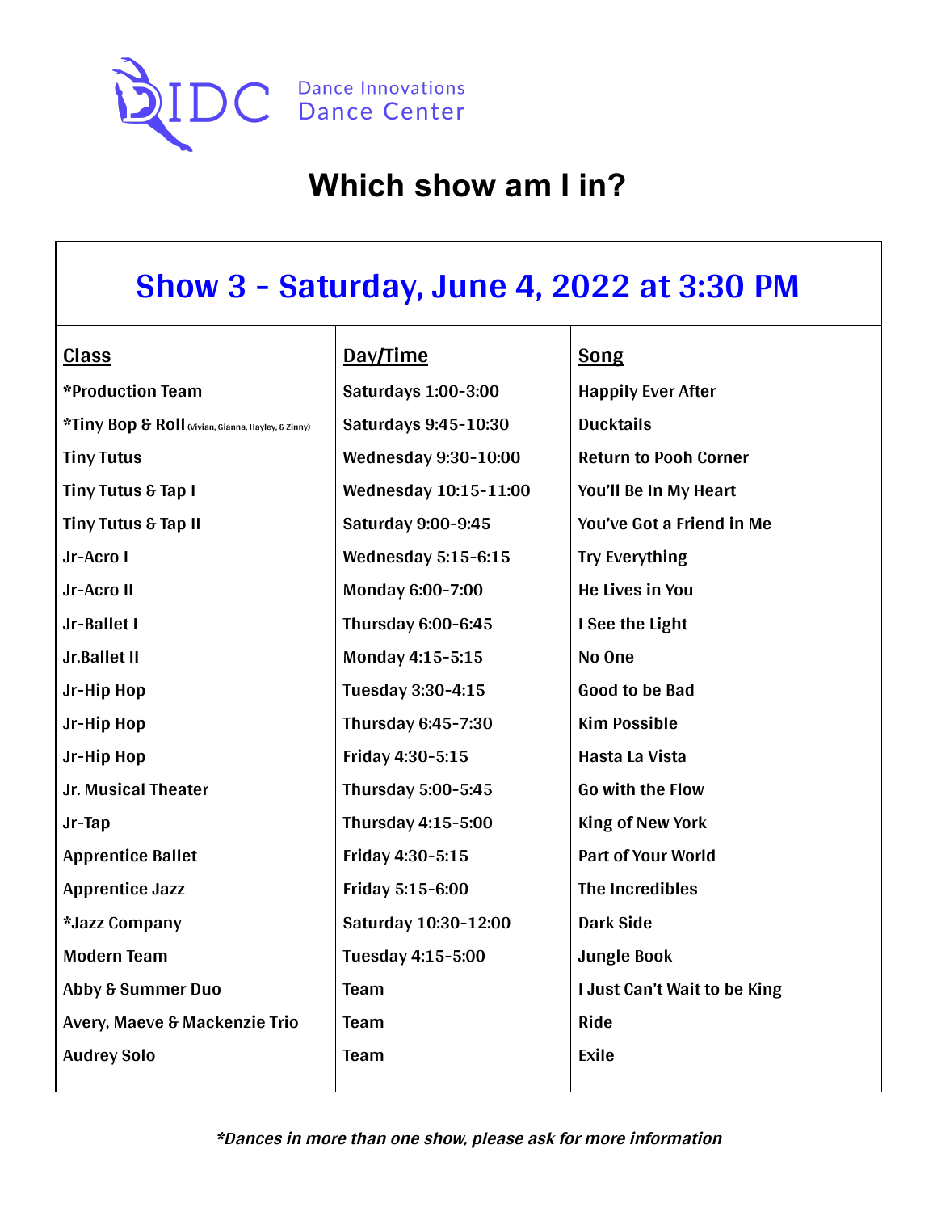Dance Innovations Dance Center

# Which show am I in?

## Show 3 - Saturday, June 4, 2022 at 3:30 PM

| Class | Day/Time | Song |
| --- | --- | --- |
| *Production Team | Saturdays 1:00-3:00 | Happily Ever After |
| *Tiny Bop & Roll (Vivian, Gianna, Hayley, & Zinny) | Saturdays 9:45-10:30 | Ducktails |
| Tiny Tutus | Wednesday 9:30-10:00 | Return to Pooh Corner |
| Tiny Tutus & Tap I | Wednesday 10:15-11:00 | You'll Be In My Heart |
| Tiny Tutus & Tap II | Saturday 9:00-9:45 | You've Got a Friend in Me |
| Jr-Acro I | Wednesday 5:15-6:15 | Try Everything |
| Jr-Acro II | Monday 6:00-7:00 | He Lives in You |
| Jr-Ballet I | Thursday 6:00-6:45 | I See the Light |
| Jr.Ballet II | Monday 4:15-5:15 | No One |
| Jr-Hip Hop | Tuesday 3:30-4:15 | Good to be Bad |
| Jr-Hip Hop | Thursday 6:45-7:30 | Kim Possible |
| Jr-Hip Hop | Friday 4:30-5:15 | Hasta La Vista |
| Jr. Musical Theater | Thursday 5:00-5:45 | Go with the Flow |
| Jr-Tap | Thursday 4:15-5:00 | King of New York |
| Apprentice Ballet | Friday 4:30-5:15 | Part of Your World |
| Apprentice Jazz | Friday 5:15-6:00 | The Incredibles |
| *Jazz Company | Saturday 10:30-12:00 | Dark Side |
| Modern Team | Tuesday 4:15-5:00 | Jungle Book |
| Abby & Summer Duo | Team | I Just Can't Wait to be King |
| Avery, Maeve & Mackenzie Trio | Team | Ride |
| Audrey Solo | Team | Exile |

***Dances in more than one show, please ask for more information***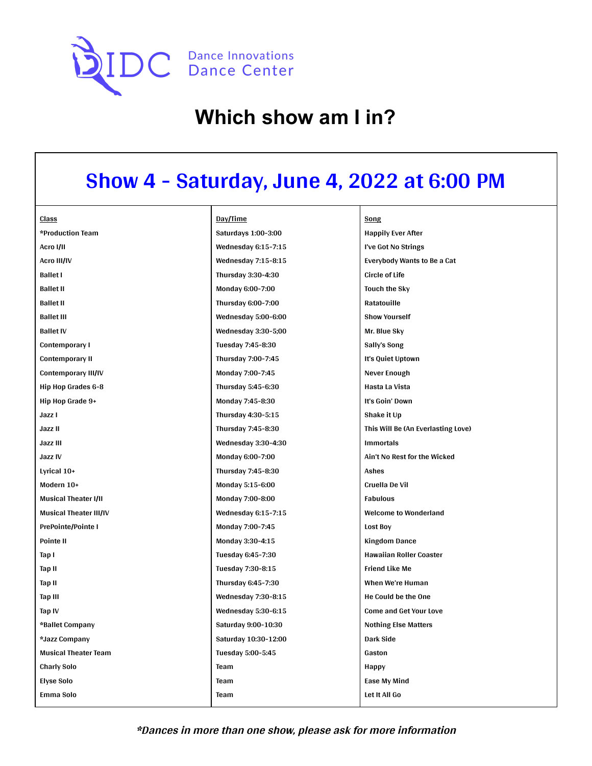Dance Innovations
Dance Center

# Which show am I in?

## Show 4 - Saturday, June 4, 2022 at 6:00 PM

| Class | Day/Time | Song |
|---|---|---|
| *Production Team | Saturdays 1:00-3:00 | Happily Ever After |
| Acro I/II | Wednesday 6:15-7:15 | I've Got No Strings |
| Acro III/IV | Wednesday 7:15-8:15 | Everybody Wants to Be a Cat |
| Ballet I | Thursday 3:30-4:30 | Circle of Life |
| Ballet II | Monday 6:00-7:00 | Touch the Sky |
| Ballet II | Thursday 6:00-7:00 | Ratatouille |
| Ballet III | Wednesday 5:00-6:00 | Show Yourself |
| Ballet IV | Wednesday 3:30-5:00 | Mr. Blue Sky |
| Contemporary I | Tuesday 7:45-8:30 | Sally's Song |
| Contemporary II | Thursday 7:00-7:45 | It's Quiet Uptown |
| Contemporary III/IV | Monday 7:00-7:45 | Never Enough |
| Hip Hop Grades 6-8 | Thursday 5:45-6:30 | Hasta La Vista |
| Hip Hop Grade 9+ | Monday 7:45-8:30 | It's Goin' Down |
| Jazz I | Thursday 4:30-5:15 | Shake it Up |
| Jazz II | Thursday 7:45-8:30 | This Will Be (An Everlasting Love) |
| Jazz III | Wednesday 3:30-4:30 | Immortals |
| Jazz IV | Monday 6:00-7:00 | Ain't No Rest for the Wicked |
| Lyrical 10+ | Thursday 7:45-8:30 | Ashes |
| Modern 10+ | Monday 5:15-6:00 | Cruella De Vil |
| Musical Theater I/II | Monday 7:00-8:00 | Fabulous |
| Musical Theater III/IV | Wednesday 6:15-7:15 | Welcome to Wonderland |
| PrePointe/Pointe I | Monday 7:00-7:45 | Lost Boy |
| Pointe II | Monday 3:30-4:15 | Kingdom Dance |
| Tap I | Tuesday 6:45-7:30 | Hawaiian Roller Coaster |
| Tap II | Tuesday 7:30-8:15 | Friend Like Me |
| Tap II | Thursday 6:45-7:30 | When We're Human |
| Tap III | Wednesday 7:30-8:15 | He Could be the One |
| Tap IV | Wednesday 5:30-6:15 | Come and Get Your Love |
| *Ballet Company | Saturday 9:00-10:30 | Nothing Else Matters |
| *Jazz Company | Saturday 10:30-12:00 | Dark Side |
| Musical Theater Team | Tuesday 5:00-5:45 | Gaston |
| Charly Solo | Team | Happy |
| Elyse Solo | Team | Ease My Mind |
| Emma Solo | Team | Let It All Go |

***Dances in more than one show, please ask for more information***